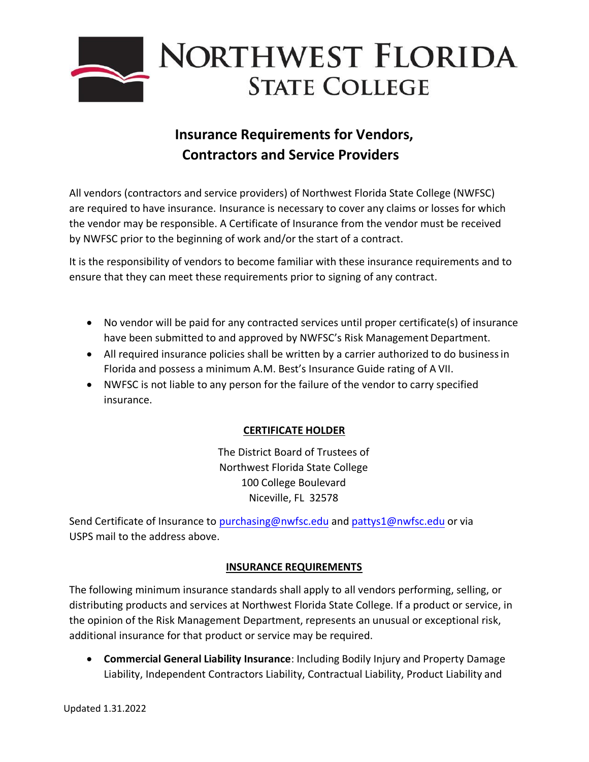# Northwest Florida State College

## Insurance Requirements for Vendors, Contractors and Service Providers

All vendors (contractors and service providers) of Northwest Florida State College (NWFSC) are required to have insurance. Insurance is necessary to cover any claims or losses for which the vendor may be responsible. A Certificate of Insurance from the vendor must be received by NWFSC prior to the beginning of work and/or the start of a contract.

It is the responsibility of vendors to become familiar with these insurance requirements and to ensure that they can meet these requirements prior to signing of any contract.

- No vendor will be paid for any contracted services until proper certificate(s) of insurance have been submitted to and approved by NWFSC's Risk Management Department.
- All required insurance policies shall be written by a carrier authorized to do business in Florida and possess a minimum A.M. Best's Insurance Guide rating of A VII.
- NWFSC is not liable to any person for the failure of the vendor to carry specified insurance.

### CERTIFICATE HOLDER

The District Board of Trustees of
Northwest Florida State College
100 College Boulevard
Niceville, FL 32578

Send Certificate of Insurance to purchasing@nwfsc.edu and pattys1@nwfsc.edu or via USPS mail to the address above.

### INSURANCE REQUIREMENTS

The following minimum insurance standards shall apply to all vendors performing, selling, or distributing products and services at Northwest Florida State College. If a product or service, in the opinion of the Risk Management Department, represents an unusual or exceptional risk, additional insurance for that product or service may be required.

- **Commercial General Liability Insurance**: Including Bodily Injury and Property Damage Liability, Independent Contractors Liability, Contractual Liability, Product Liability and

Updated 1.31.2022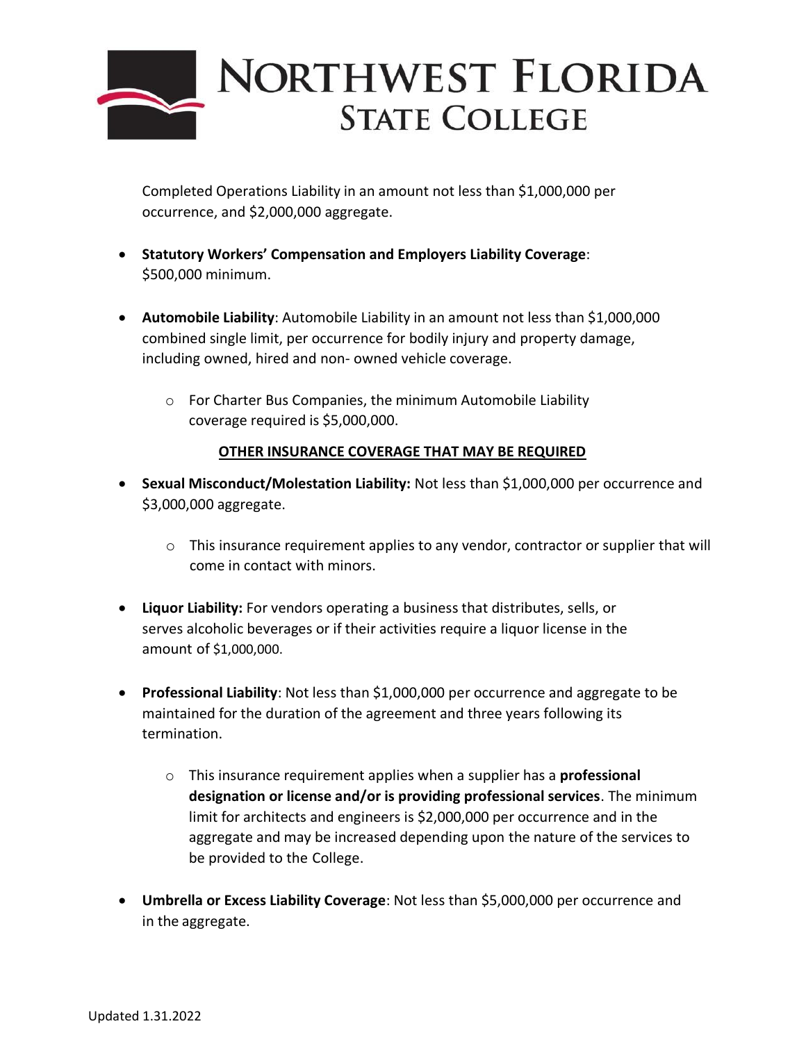Completed Operations Liability in an amount not less than $1,000,000 per occurrence, and $2,000,000 aggregate.

- **Statutory Workers' Compensation and Employers Liability Coverage**: $500,000 minimum.
- **Automobile Liability**: Automobile Liability in an amount not less than $1,000,000 combined single limit, per occurrence for bodily injury and property damage, including owned, hired and non- owned vehicle coverage.
    - For Charter Bus Companies, the minimum Automobile Liability coverage required is $5,000,000.

**OTHER INSURANCE COVERAGE THAT MAY BE REQUIRED**

- **Sexual Misconduct/Molestation Liability:** Not less than $1,000,000 per occurrence and $3,000,000 aggregate.
    - This insurance requirement applies to any vendor, contractor or supplier that will come in contact with minors.
- **Liquor Liability:** For vendors operating a business that distributes, sells, or serves alcoholic beverages or if their activities require a liquor license in the amount of $1,000,000.
- **Professional Liability**: Not less than $1,000,000 per occurrence and aggregate to be maintained for the duration of the agreement and three years following its termination.
    - This insurance requirement applies when a supplier has a **professional designation or license and/or is providing professional services**. The minimum limit for architects and engineers is $2,000,000 per occurrence and in the aggregate and may be increased depending upon the nature of the services to be provided to the College.
- **Umbrella or Excess Liability Coverage**: Not less than $5,000,000 per occurrence and in the aggregate.

Updated 1.31.2022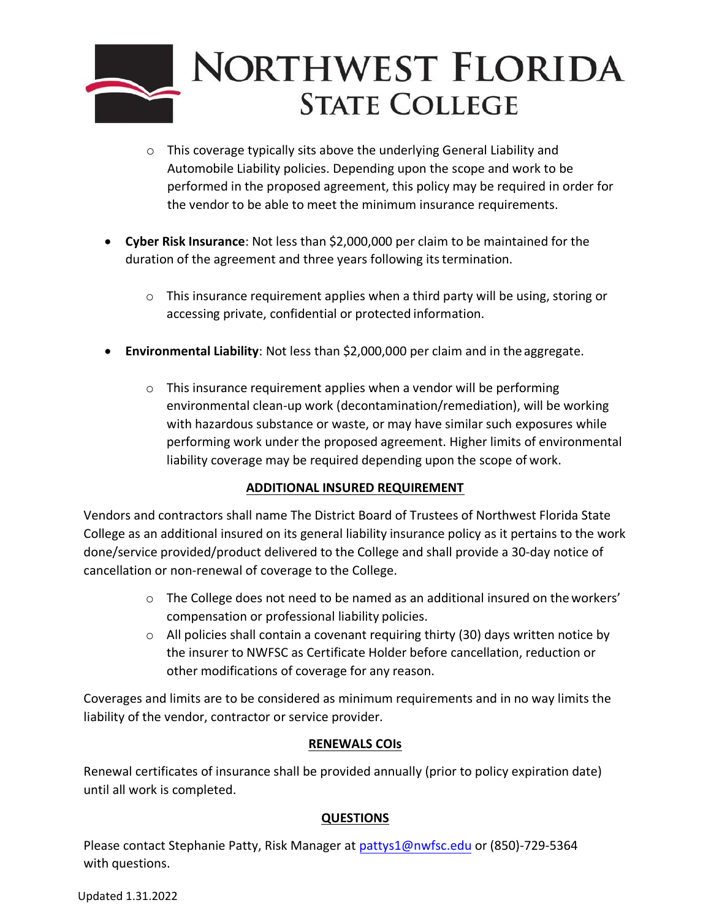- This coverage typically sits above the underlying General Liability and Automobile Liability policies. Depending upon the scope and work to be performed in the proposed agreement, this policy may be required in order for the vendor to be able to meet the minimum insurance requirements.

- **Cyber Risk Insurance**: Not less than $2,000,000 per claim to be maintained for the duration of the agreement and three years following its termination.
  - This insurance requirement applies when a third party will be using, storing or accessing private, confidential or protected information.

- **Environmental Liability**: Not less than $2,000,000 per claim and in the aggregate.
  - This insurance requirement applies when a vendor will be performing environmental clean-up work (decontamination/remediation), will be working with hazardous substance or waste, or may have similar such exposures while performing work under the proposed agreement. Higher limits of environmental liability coverage may be required depending upon the scope of work.

## ADDITIONAL INSURED REQUIREMENT

Vendors and contractors shall name The District Board of Trustees of Northwest Florida State College as an additional insured on its general liability insurance policy as it pertains to the work done/service provided/product delivered to the College and shall provide a 30-day notice of cancellation or non-renewal of coverage to the College.

- The College does not need to be named as an additional insured on the workers' compensation or professional liability policies.
- All policies shall contain a covenant requiring thirty (30) days written notice by the insurer to NWFSC as Certificate Holder before cancellation, reduction or other modifications of coverage for any reason.

Coverages and limits are to be considered as minimum requirements and in no way limits the liability of the vendor, contractor or service provider.

## RENEWALS COIs

Renewal certificates of insurance shall be provided annually (prior to policy expiration date) until all work is completed.

## QUESTIONS

Please contact Stephanie Patty, Risk Manager at pattys1@nwfsc.edu or (850)-729-5364 with questions.

Updated 1.31.2022